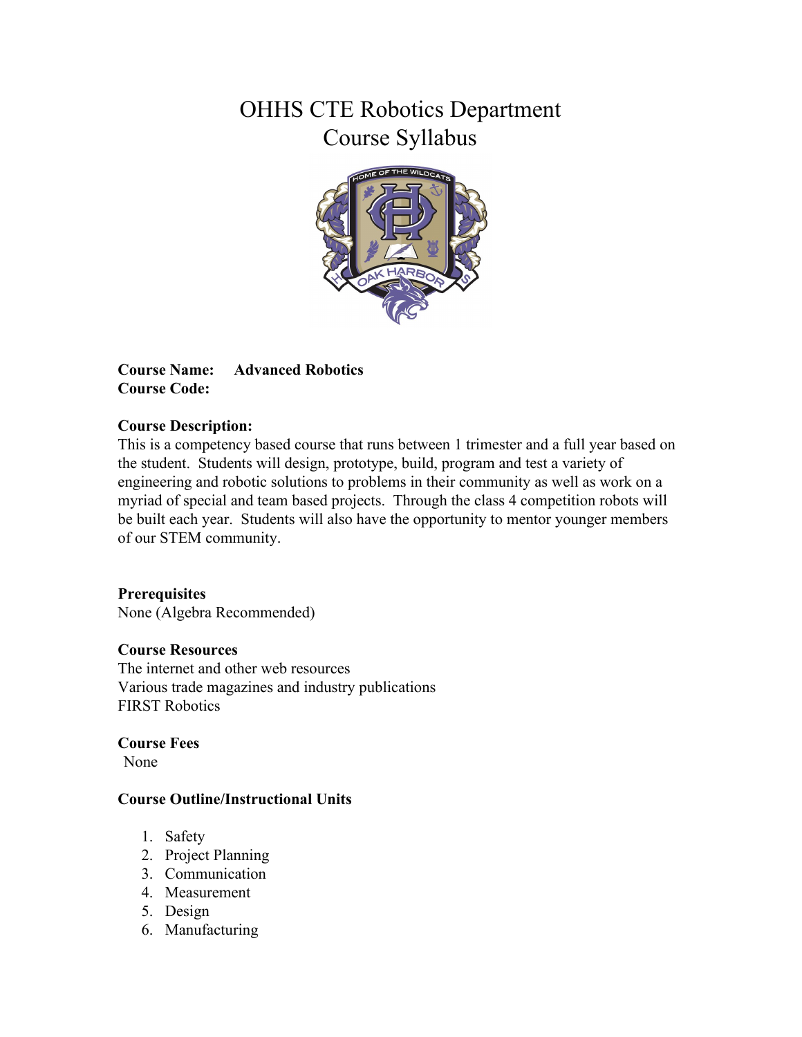# OHHS CTE Robotics Department
# Course Syllabus

**Course Name:** **Advanced Robotics**
**Course Code:**

**Course Description:**
This is a competency based course that runs between 1 trimester and a full year based on the student. Students will design, prototype, build, program and test a variety of engineering and robotic solutions to problems in their community as well as work on a myriad of special and team based projects. Through the class 4 competition robots will be built each year. Students will also have the opportunity to mentor younger members of our STEM community.

**Prerequisites**
None (Algebra Recommended)

**Course Resources**
The internet and other web resources
Various trade magazines and industry publications
FIRST Robotics

**Course Fees**
None

**Course Outline/Instructional Units**

1. Safety
2. Project Planning
3. Communication
4. Measurement
5. Design
6. Manufacturing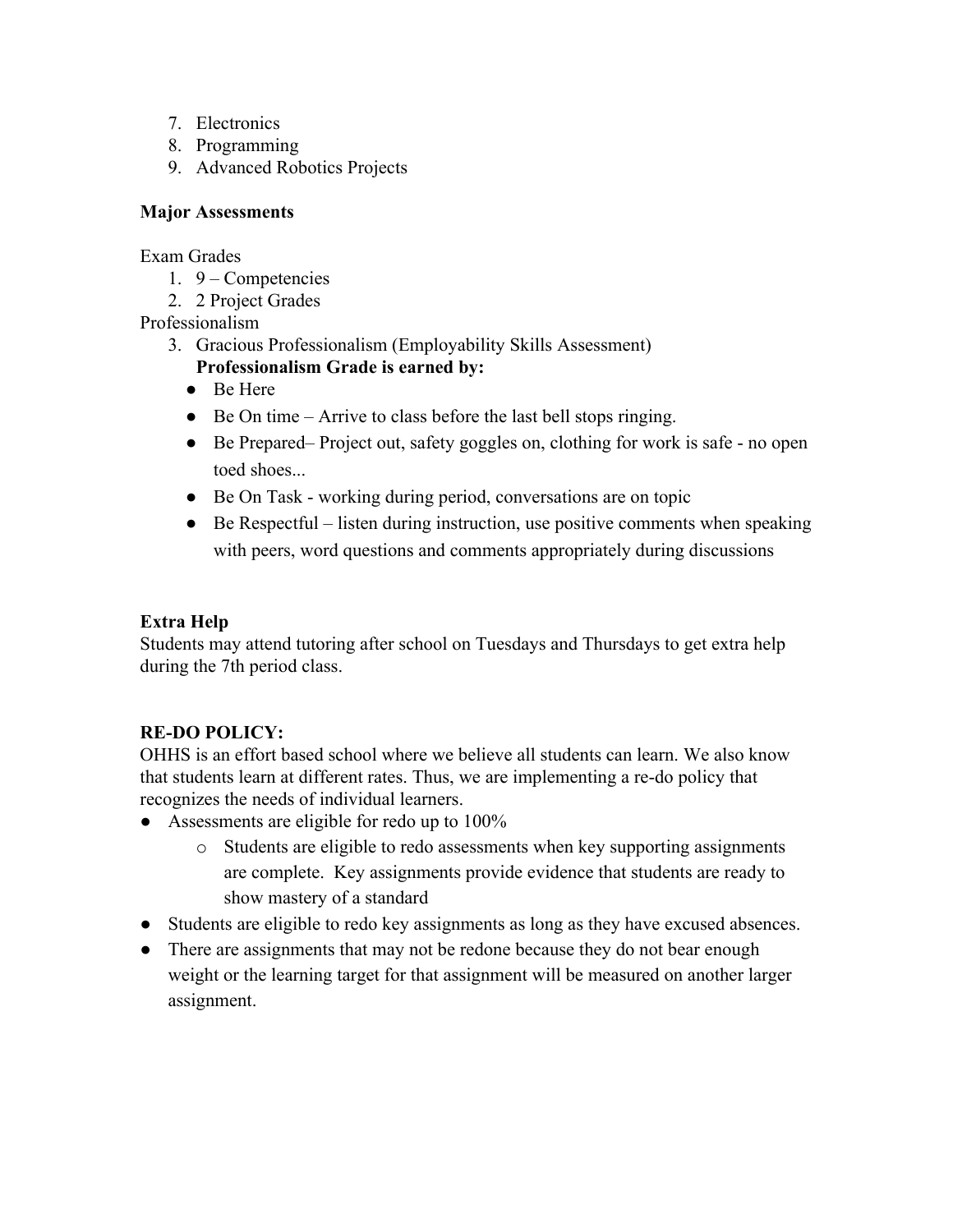7. Electronics
8. Programming
9. Advanced Robotics Projects

**Major Assessments**

Exam Grades

1. 9 – Competencies
2. 2 Project Grades

Professionalism

3. Gracious Professionalism (Employability Skills Assessment)
   **Professionalism Grade is earned by:**
   - Be Here
   - Be On time – Arrive to class before the last bell stops ringing.
   - Be Prepared– Project out, safety goggles on, clothing for work is safe - no open toed shoes...
   - Be On Task - working during period, conversations are on topic
   - Be Respectful – listen during instruction, use positive comments when speaking with peers, word questions and comments appropriately during discussions

**Extra Help**

Students may attend tutoring after school on Tuesdays and Thursdays to get extra help during the 7th period class.

**RE-DO POLICY:**

OHHS is an effort based school where we believe all students can learn. We also know that students learn at different rates. Thus, we are implementing a re-do policy that recognizes the needs of individual learners.

- Assessments are eligible for redo up to 100%
  - Students are eligible to redo assessments when key supporting assignments are complete. Key assignments provide evidence that students are ready to show mastery of a standard
- Students are eligible to redo key assignments as long as they have excused absences.
- There are assignments that may not be redone because they do not bear enough weight or the learning target for that assignment will be measured on another larger assignment.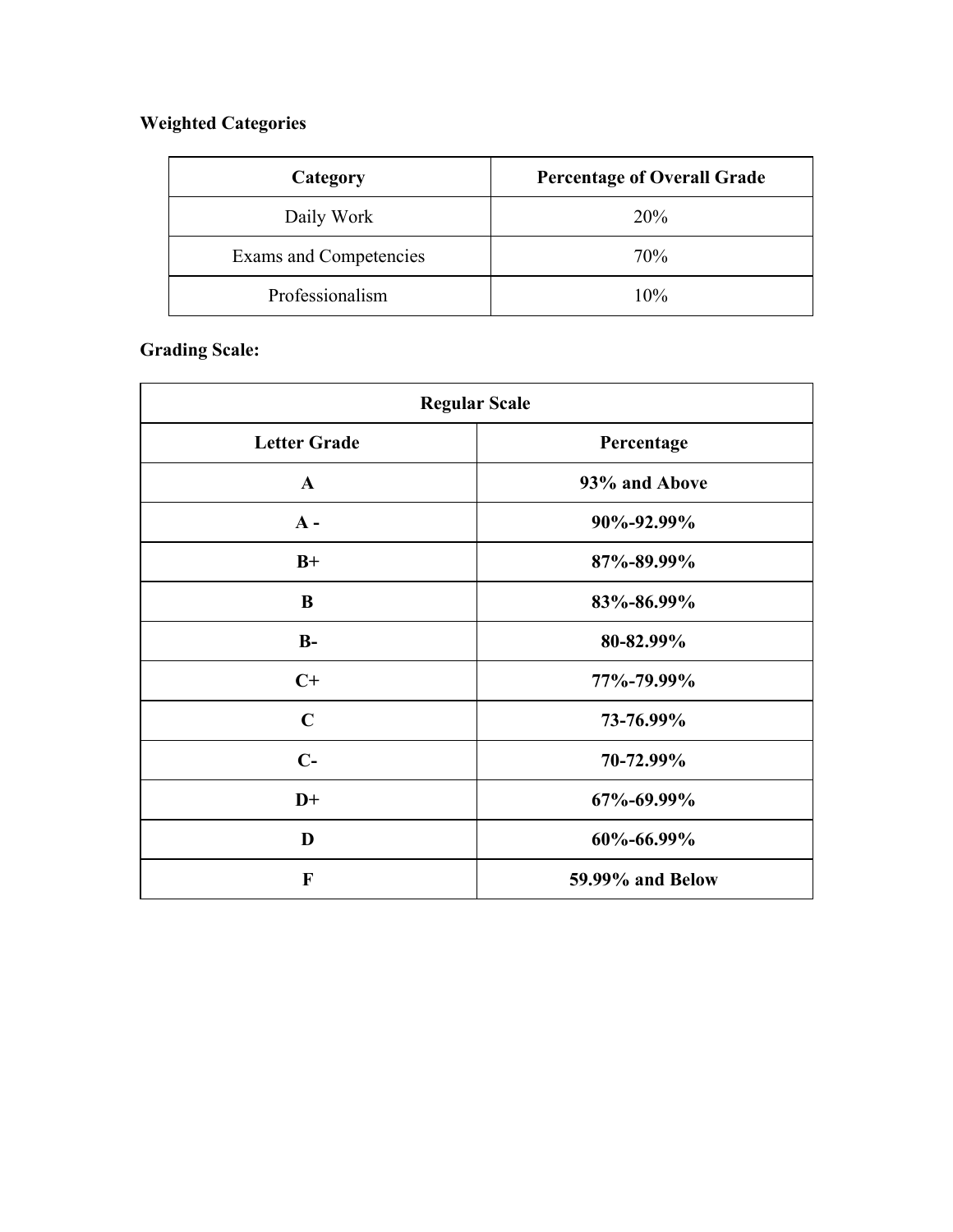**Weighted Categories**

| Category | Percentage of Overall Grade |
| --- | --- |
| Daily Work | 20% |
| Exams and Competencies | 70% |
| Professionalism | 10% |

**Grading Scale:**

| **Regular Scale** | |
| --- | --- |
| **Letter Grade** | **Percentage** |
| **A** | **93% and Above** |
| **A -** | **90%-92.99%** |
| **B+** | **87%-89.99%** |
| **B** | **83%-86.99%** |
| **B-** | **80-82.99%** |
| **C+** | **77%-79.99%** |
| **C** | **73-76.99%** |
| **C-** | **70-72.99%** |
| **D+** | **67%-69.99%** |
| **D** | **60%-66.99%** |
| **F** | **59.99% and Below** |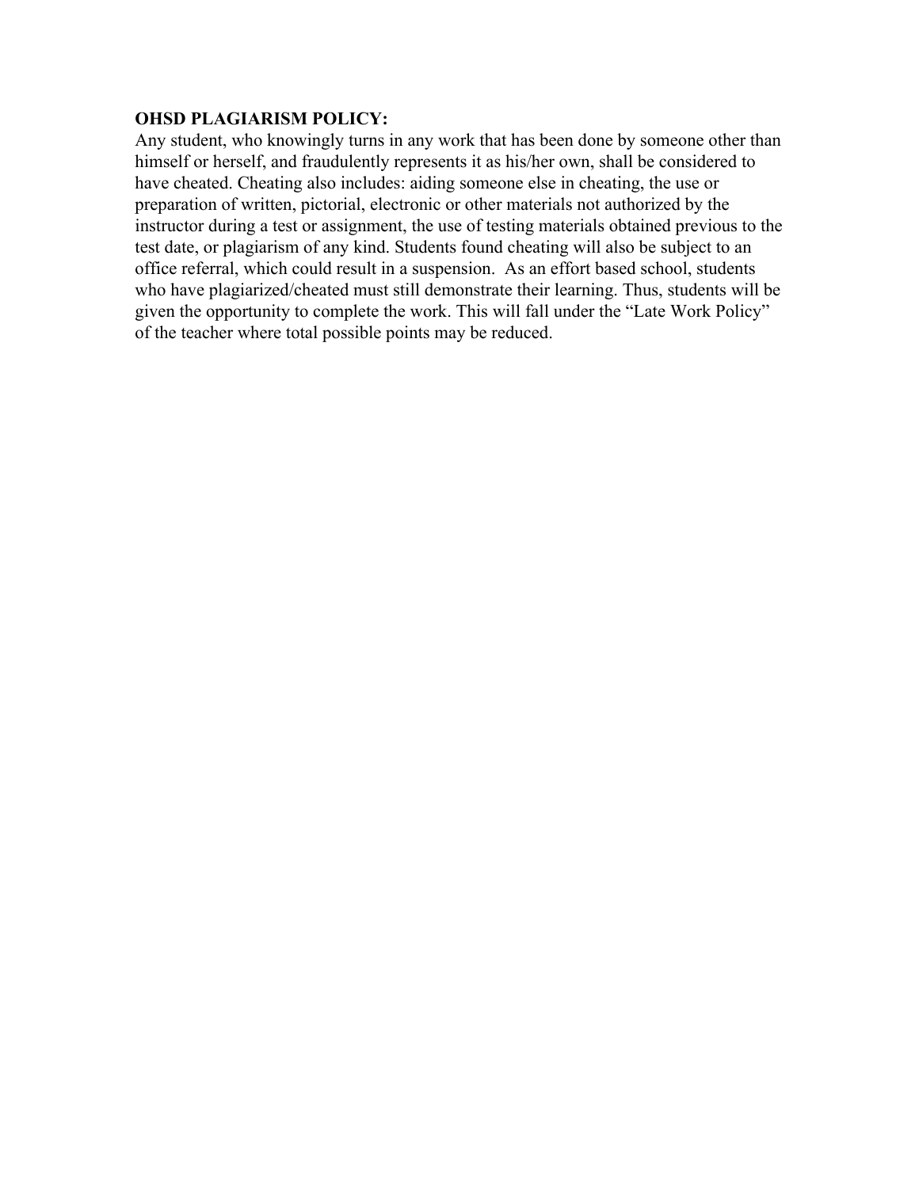**OHSD PLAGIARISM POLICY:**

Any student, who knowingly turns in any work that has been done by someone other than himself or herself, and fraudulently represents it as his/her own, shall be considered to have cheated. Cheating also includes: aiding someone else in cheating, the use or preparation of written, pictorial, electronic or other materials not authorized by the instructor during a test or assignment, the use of testing materials obtained previous to the test date, or plagiarism of any kind. Students found cheating will also be subject to an office referral, which could result in a suspension. As an effort based school, students who have plagiarized/cheated must still demonstrate their learning. Thus, students will be given the opportunity to complete the work. This will fall under the "Late Work Policy" of the teacher where total possible points may be reduced.